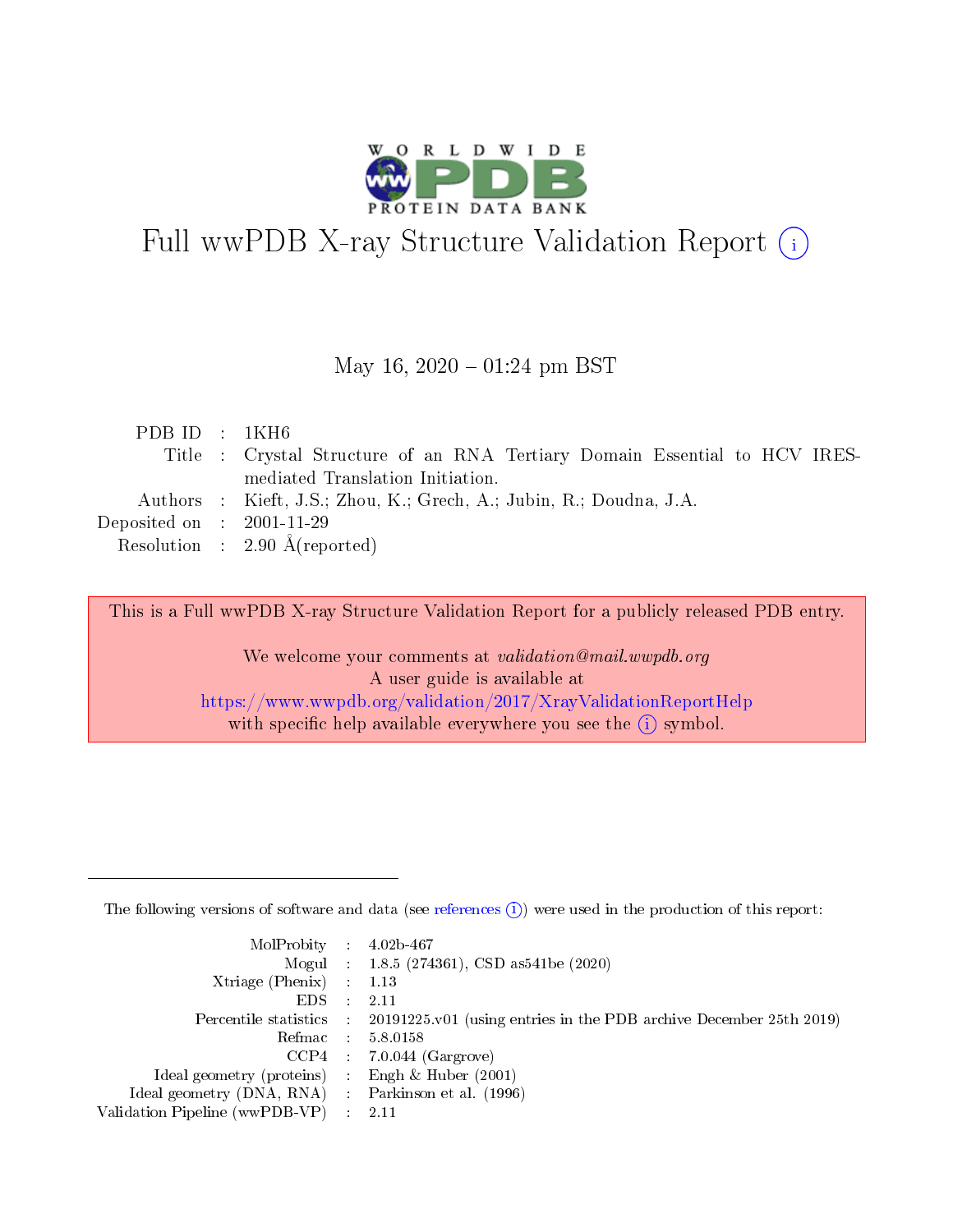# Full wwPDB X-ray Structure Validation Report (i)

May 16, 2020 – 01:24 pm BST

| | | |
|---|---|---|
| PDB ID | : | 1KH6 |
| Title | : | Crystal Structure of an RNA Tertiary Domain Essential to HCV IRES-mediated Translation Initiation. |
| Authors | : | Kieft, J.S.; Zhou, K.; Grech, A.; Jubin, R.; Doudna, J.A. |
| Deposited on | : | 2001-11-29 |
| Resolution | : | 2.90 Å(reported) |

This is a Full wwPDB X-ray Structure Validation Report for a publicly released PDB entry.

We welcome your comments at *validation@mail.wwpdb.org*
A user guide is available at
https://www.wwpdb.org/validation/2017/XrayValidationReportHelp
with specific help available everywhere you see the (i) symbol.

---

The following versions of software and data (see references (i)) were used in the production of this report:

| | | |
|---|---|---|
| MolProbity | : | 4.02b-467 |
| Mogul | : | 1.8.5 (274361), CSD as541be (2020) |
| Xtriage (Phenix) | : | 1.13 |
| EDS | : | 2.11 |
| Percentile statistics | : | 20191225.v01 (using entries in the PDB archive December 25th 2019) |
| Refmac | : | 5.8.0158 |
| CCP4 | : | 7.0.044 (Gargrove) |
| Ideal geometry (proteins) | : | Engh & Huber (2001) |
| Ideal geometry (DNA, RNA) | : | Parkinson et al. (1996) |
| Validation Pipeline (wwPDB-VP) | : | 2.11 |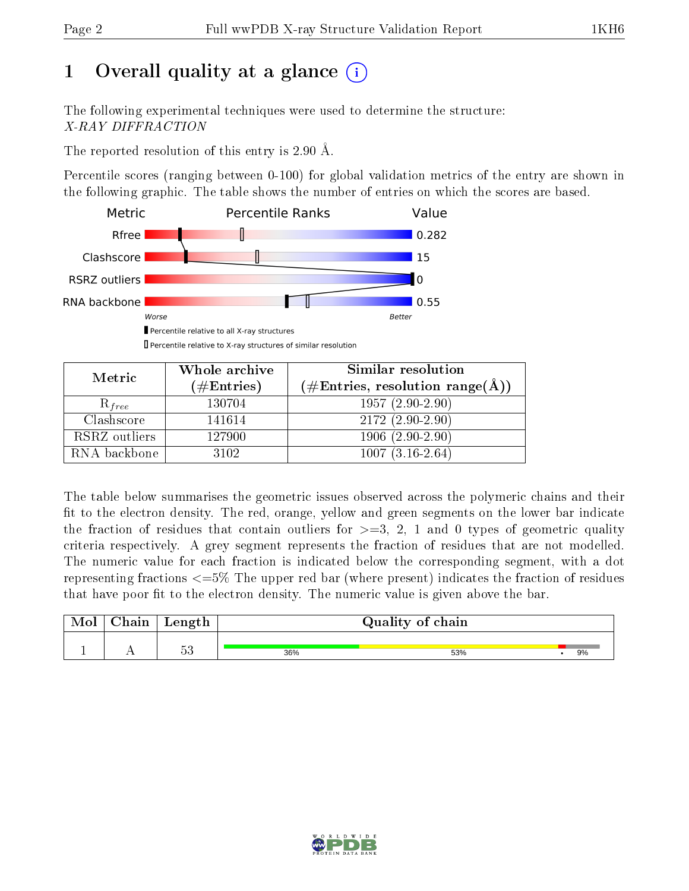# 1 Overall quality at a glance (i)

The following experimental techniques were used to determine the structure:
*X-RAY DIFFRACTION*

The reported resolution of this entry is 2.90 Å.

Percentile scores (ranging between 0-100) for global validation metrics of the entry are shown in the following graphic. The table shows the number of entries on which the scores are based.

| Metric | Value |
|---|---|
| Rfree | 0.282 |
| Clashscore | 15 |
| RSRZ outliers | 0 |
| RNA backbone | 0.55 |

Worse — Better

▮ Percentile relative to all X-ray structures
▯ Percentile relative to X-ray structures of similar resolution

| Metric | Whole archive (#Entries) | Similar resolution (#Entries, resolution range(Å)) |
|---|---|---|
| $R_{free}$ | 130704 | 1957 (2.90-2.90) |
| Clashscore | 141614 | 2172 (2.90-2.90) |
| RSRZ outliers | 127900 | 1906 (2.90-2.90) |
| RNA backbone | 3102 | 1007 (3.16-2.64) |

The table below summarises the geometric issues observed across the polymeric chains and their fit to the electron density. The red, orange, yellow and green segments on the lower bar indicate the fraction of residues that contain outliers for >=3, 2, 1 and 0 types of geometric quality criteria respectively. A grey segment represents the fraction of residues that are not modelled. The numeric value for each fraction is indicated below the corresponding segment, with a dot representing fractions <=5% The upper red bar (where present) indicates the fraction of residues that have poor fit to the electron density. The numeric value is given above the bar.

| Mol | Chain | Length | Quality of chain |
|---|---|---|---|
| 1 | A | 53 | 36% / 53% / • / 9% |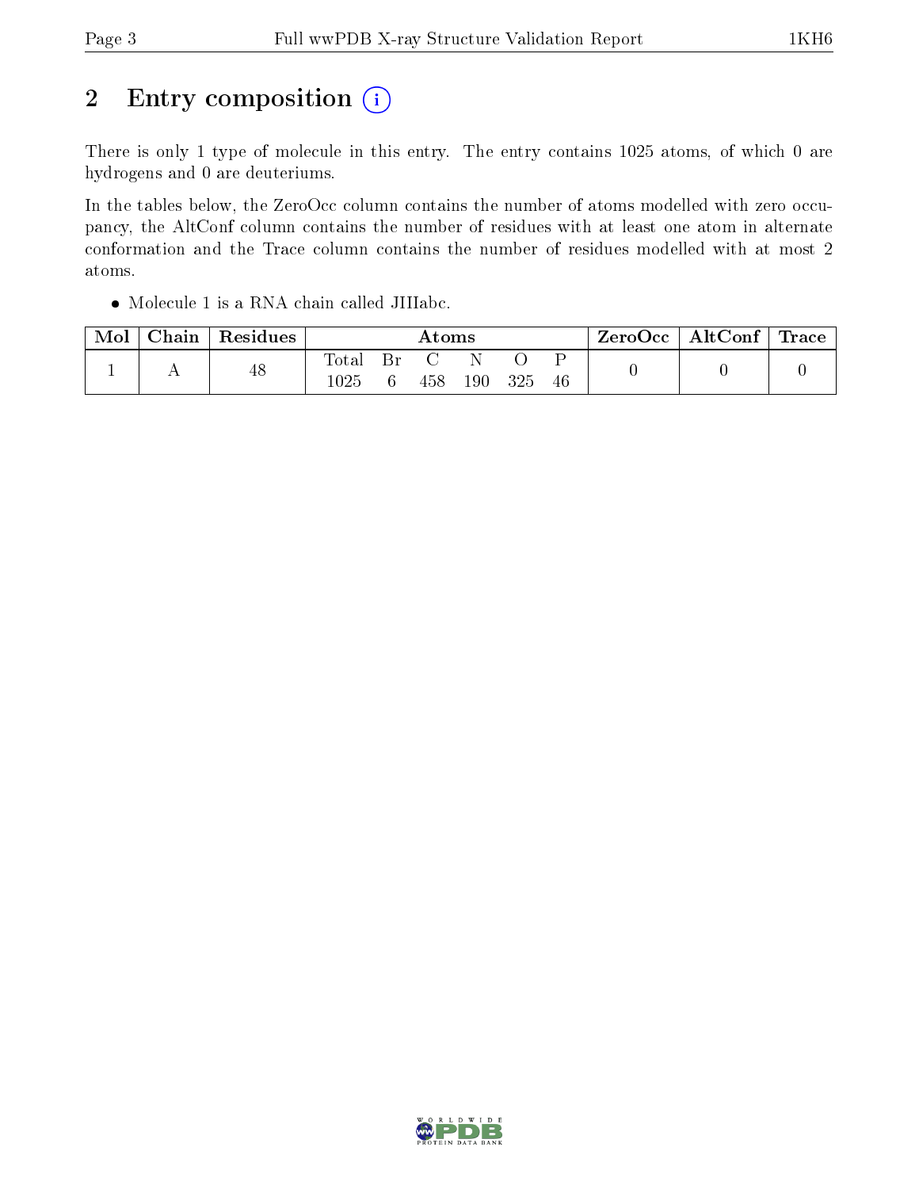## 2 Entry composition (i)

There is only 1 type of molecule in this entry. The entry contains 1025 atoms, of which 0 are hydrogens and 0 are deuteriums.

In the tables below, the ZeroOcc column contains the number of atoms modelled with zero occupancy, the AltConf column contains the number of residues with at least one atom in alternate conformation and the Trace column contains the number of residues modelled with at most 2 atoms.

- Molecule 1 is a RNA chain called JIIIabc.

| Mol | Chain | Residues | Atoms | | | | | | ZeroOcc | AltConf | Trace |
|---|---|---|---|---|---|---|---|---|---|---|---|
| 1 | A | 48 | Total | Br | C | N | O | P | 0 | 0 | 0 |
| | | | 1025 | 6 | 458 | 190 | 325 | 46 | | | |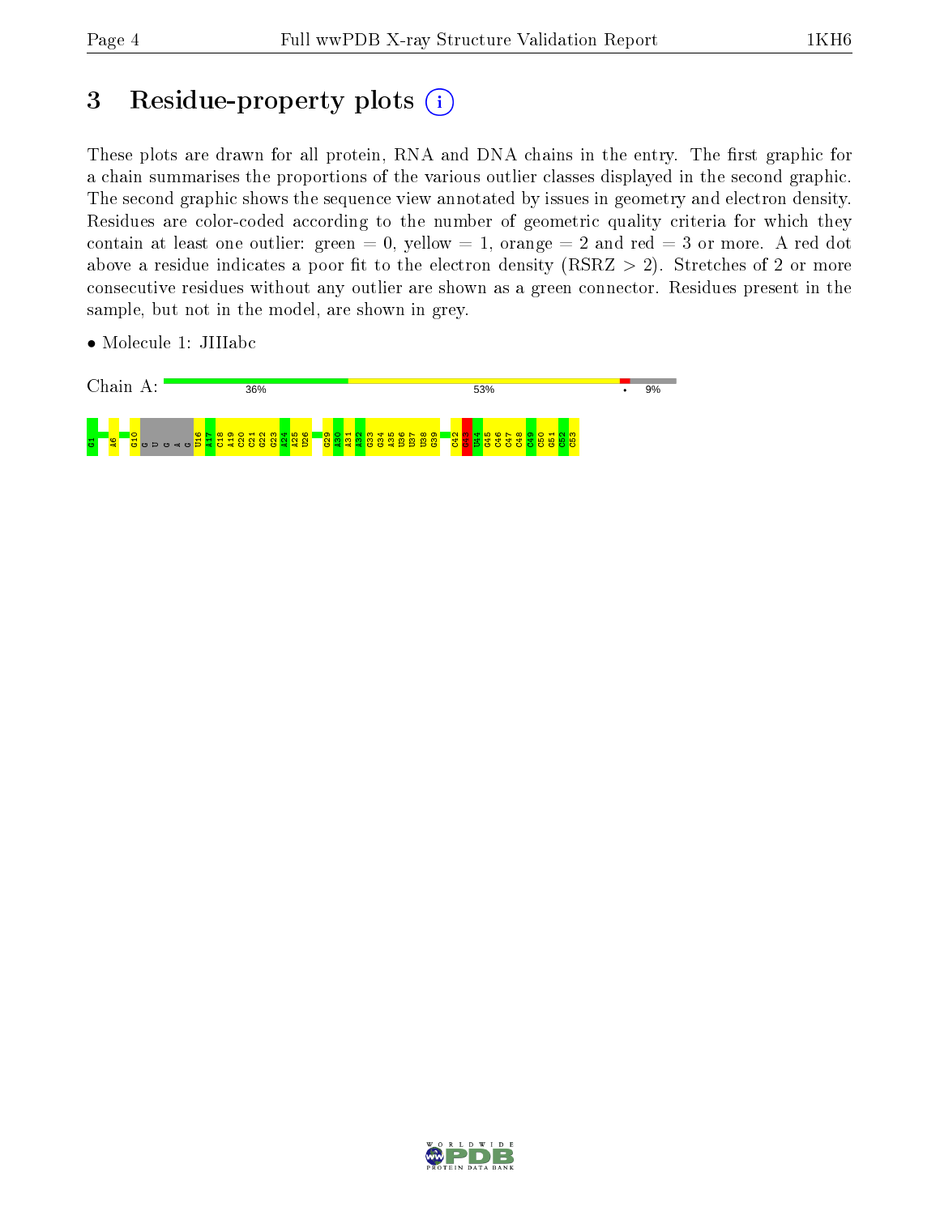# 3 Residue-property plots (i)

These plots are drawn for all protein, RNA and DNA chains in the entry. The first graphic for a chain summarises the proportions of the various outlier classes displayed in the second graphic. The second graphic shows the sequence view annotated by issues in geometry and electron density. Residues are color-coded according to the number of geometric quality criteria for which they contain at least one outlier: green = 0, yellow = 1, orange = 2 and red = 3 or more. A red dot above a residue indicates a poor fit to the electron density (RSRZ > 2). Stretches of 2 or more consecutive residues without any outlier are shown as a green connector. Residues present in the sample, but not in the model, are shown in grey.

- Molecule 1: JIIIabc

Chain A: 36% 53% • 9%

G1 A6 G10 G U G A G U16 A17 C18 A19 C20 C21 G22 G23 A24 A25 U26 G29 A30 A31 A32 G33 G34 A35 U36 U37 U38 G39 C42 G43 U44 C45 C46 C47 C48 C49 C50 G51 C52 C53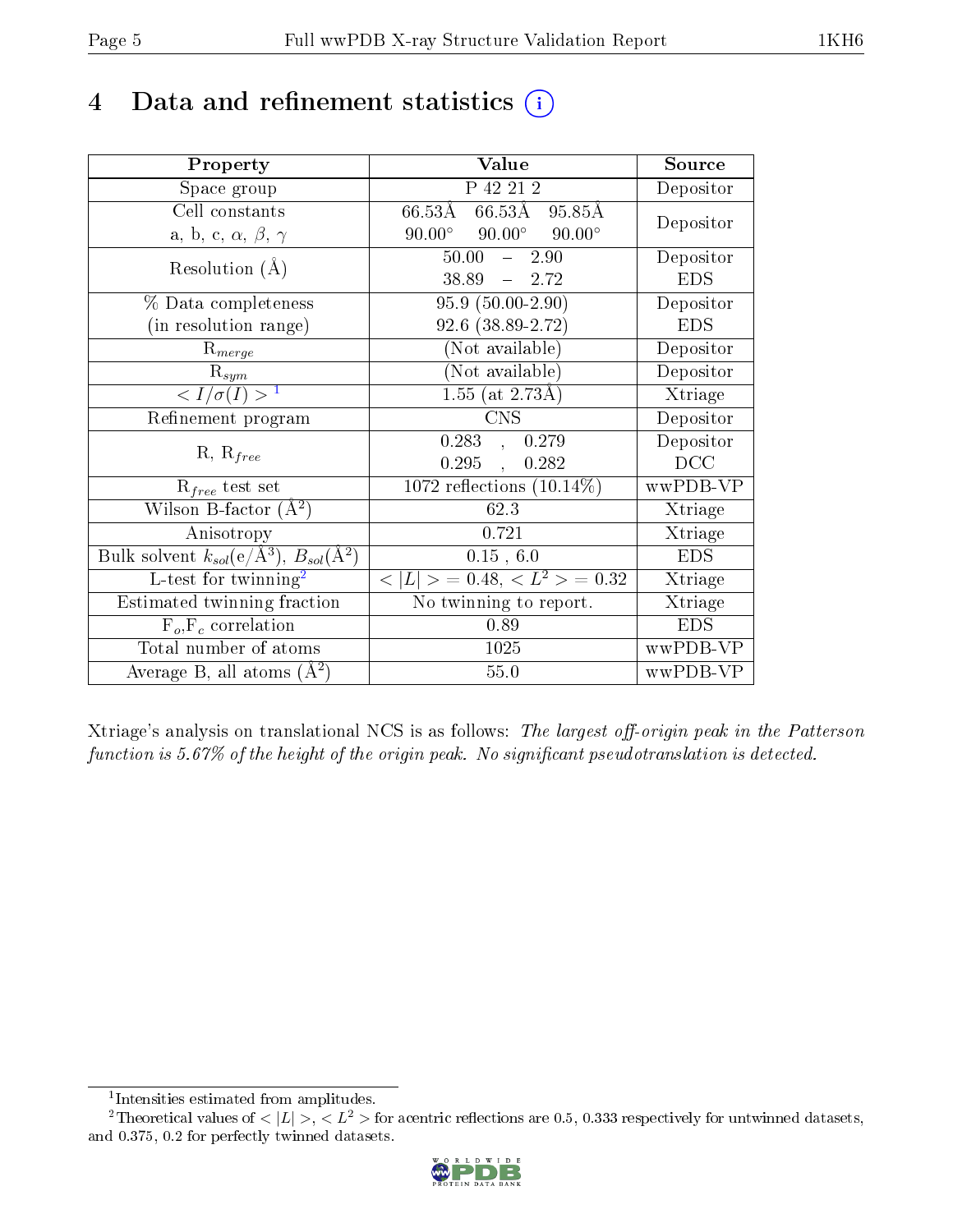# 4 Data and refinement statistics (i)

| Property | Value | Source |
|---|---|---|
| Space group | P 42 21 2 | Depositor |
| Cell constants<br>a, b, c, $\alpha$, $\beta$, $\gamma$ | 66.53Å 66.53Å 95.85Å<br>90.00° 90.00° 90.00° | Depositor |
| Resolution (Å) | 50.00 – 2.90<br>38.89 – 2.72 | Depositor<br>EDS |
| % Data completeness<br>(in resolution range) | 95.9 (50.00-2.90)<br>92.6 (38.89-2.72) | Depositor<br>EDS |
| $R_{merge}$ | (Not available) | Depositor |
| $R_{sym}$ | (Not available) | Depositor |
| $< I/\sigma(I) >$ [1] | 1.55 (at 2.73Å) | Xtriage |
| Refinement program | CNS | Depositor |
| R, $R_{free}$ | 0.283 , 0.279<br>0.295 , 0.282 | Depositor<br>DCC |
| $R_{free}$ test set | 1072 reflections (10.14%) | wwPDB-VP |
| Wilson B-factor (Å$^2$) | 62.3 | Xtriage |
| Anisotropy | 0.721 | Xtriage |
| Bulk solvent $k_{sol}$(e/Å$^3$), $B_{sol}$(Å$^2$) | 0.15 , 6.0 | EDS |
| L-test for twinning[2] | $< \|L\| >$ = 0.48, $< L^2 >$ = 0.32 | Xtriage |
| Estimated twinning fraction | No twinning to report. | Xtriage |
| $F_o$,$F_c$ correlation | 0.89 | EDS |
| Total number of atoms | 1025 | wwPDB-VP |
| Average B, all atoms (Å$^2$) | 55.0 | wwPDB-VP |

Xtriage's analysis on translational NCS is as follows: *The largest off-origin peak in the Patterson function is 5.67% of the height of the origin peak. No significant pseudotranslation is detected.*

[1] Intensities estimated from amplitudes.

[2] Theoretical values of $< |L| >$, $< L^2 >$ for acentric reflections are 0.5, 0.333 respectively for untwinned datasets, and 0.375, 0.2 for perfectly twinned datasets.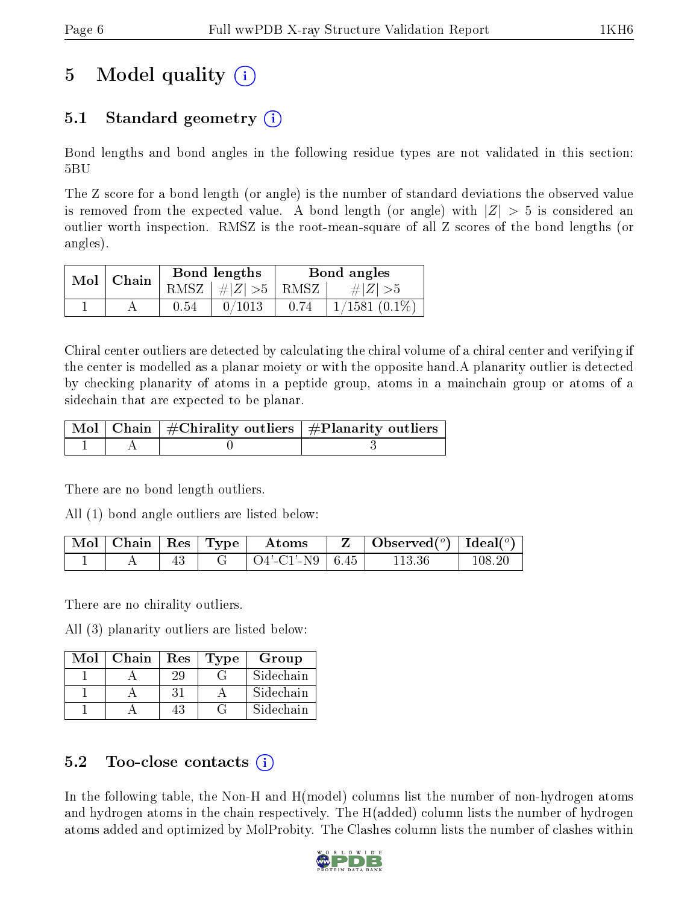# 5 Model quality (i)

## 5.1 Standard geometry (i)

Bond lengths and bond angles in the following residue types are not validated in this section: 5BU

The Z score for a bond length (or angle) is the number of standard deviations the observed value is removed from the expected value. A bond length (or angle) with $|Z| > 5$ is considered an outlier worth inspection. RMSZ is the root-mean-square of all Z scores of the bond lengths (or angles).

| Mol | Chain | Bond lengths | | Bond angles | |
|---|---|---|---|---|---|
| | | RMSZ | #\|Z\| >5 | RMSZ | #\|Z\| >5 |
| 1 | A | 0.54 | 0/1013 | 0.74 | 1/1581 (0.1%) |

Chiral center outliers are detected by calculating the chiral volume of a chiral center and verifying if the center is modelled as a planar moiety or with the opposite hand.A planarity outlier is detected by checking planarity of atoms in a peptide group, atoms in a mainchain group or atoms of a sidechain that are expected to be planar.

| Mol | Chain | #Chirality outliers | #Planarity outliers |
|---|---|---|---|
| 1 | A | 0 | 3 |

There are no bond length outliers.

All (1) bond angle outliers are listed below:

| Mol | Chain | Res | Type | Atoms | Z | Observed(°) | Ideal(°) |
|---|---|---|---|---|---|---|---|
| 1 | A | 43 | G | O4'-C1'-N9 | 6.45 | 113.36 | 108.20 |

There are no chirality outliers.

All (3) planarity outliers are listed below:

| Mol | Chain | Res | Type | Group |
|---|---|---|---|---|
| 1 | A | 29 | G | Sidechain |
| 1 | A | 31 | A | Sidechain |
| 1 | A | 43 | G | Sidechain |

## 5.2 Too-close contacts (i)

In the following table, the Non-H and H(model) columns list the number of non-hydrogen atoms and hydrogen atoms in the chain respectively. The H(added) column lists the number of hydrogen atoms added and optimized by MolProbity. The Clashes column lists the number of clashes within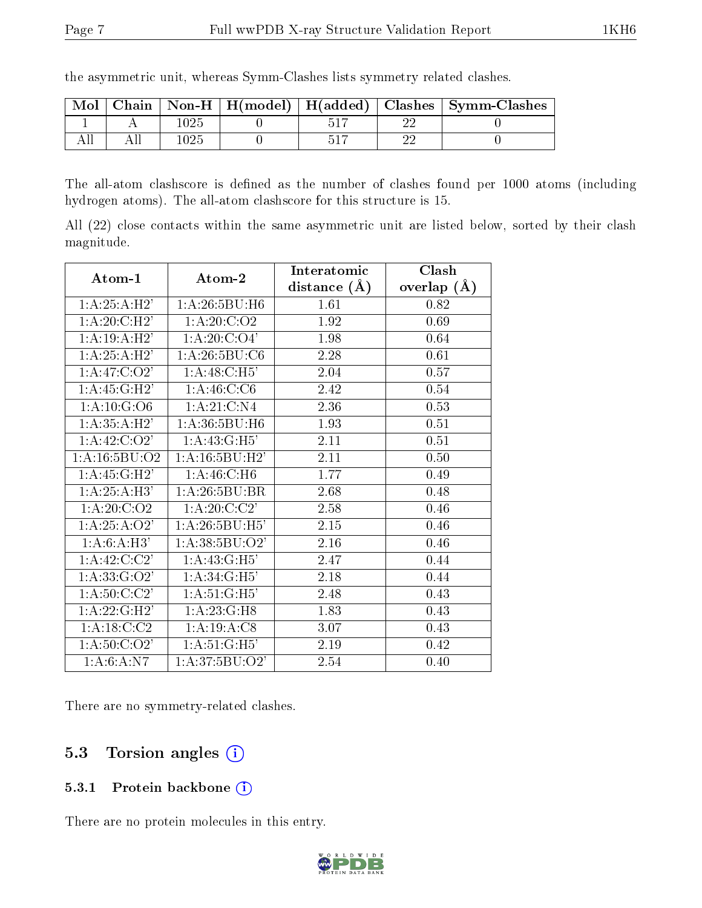the asymmetric unit, whereas Symm-Clashes lists symmetry related clashes.

| Mol | Chain | Non-H | H(model) | H(added) | Clashes | Symm-Clashes |
|---|---|---|---|---|---|---|
| 1 | A | 1025 | 0 | 517 | 22 | 0 |
| All | All | 1025 | 0 | 517 | 22 | 0 |

The all-atom clashscore is defined as the number of clashes found per 1000 atoms (including hydrogen atoms). The all-atom clashscore for this structure is 15.

All (22) close contacts within the same asymmetric unit are listed below, sorted by their clash magnitude.

| Atom-1 | Atom-2 | Interatomic distance (Å) | Clash overlap (Å) |
|---|---|---|---|
| 1:A:25:A:H2' | 1:A:26:5BU:H6 | 1.61 | 0.82 |
| 1:A:20:C:H2' | 1:A:20:C:O2 | 1.92 | 0.69 |
| 1:A:19:A:H2' | 1:A:20:C:O4' | 1.98 | 0.64 |
| 1:A:25:A:H2' | 1:A:26:5BU:C6 | 2.28 | 0.61 |
| 1:A:47:C:O2' | 1:A:48:C:H5' | 2.04 | 0.57 |
| 1:A:45:G:H2' | 1:A:46:C:C6 | 2.42 | 0.54 |
| 1:A:10:G:O6 | 1:A:21:C:N4 | 2.36 | 0.53 |
| 1:A:35:A:H2' | 1:A:36:5BU:H6 | 1.93 | 0.51 |
| 1:A:42:C:O2' | 1:A:43:G:H5' | 2.11 | 0.51 |
| 1:A:16:5BU:O2 | 1:A:16:5BU:H2' | 2.11 | 0.50 |
| 1:A:45:G:H2' | 1:A:46:C:H6 | 1.77 | 0.49 |
| 1:A:25:A:H3' | 1:A:26:5BU:BR | 2.68 | 0.48 |
| 1:A:20:C:O2 | 1:A:20:C:C2' | 2.58 | 0.46 |
| 1:A:25:A:O2' | 1:A:26:5BU:H5' | 2.15 | 0.46 |
| 1:A:6:A:H3' | 1:A:38:5BU:O2' | 2.16 | 0.46 |
| 1:A:42:C:C2' | 1:A:43:G:H5' | 2.47 | 0.44 |
| 1:A:33:G:O2' | 1:A:34:G:H5' | 2.18 | 0.44 |
| 1:A:50:C:C2' | 1:A:51:G:H5' | 2.48 | 0.43 |
| 1:A:22:G:H2' | 1:A:23:G:H8 | 1.83 | 0.43 |
| 1:A:18:C:C2 | 1:A:19:A:C8 | 3.07 | 0.43 |
| 1:A:50:C:O2' | 1:A:51:G:H5' | 2.19 | 0.42 |
| 1:A:6:A:N7 | 1:A:37:5BU:O2' | 2.54 | 0.40 |

There are no symmetry-related clashes.

### 5.3 Torsion angles

#### 5.3.1 Protein backbone

There are no protein molecules in this entry.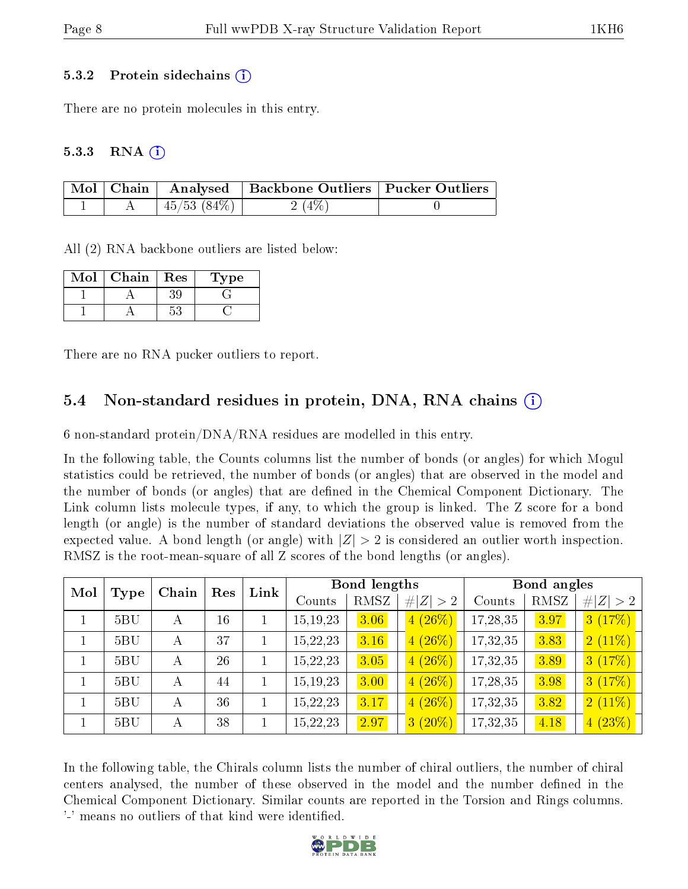### 5.3.2 Protein sidechains (i)

There are no protein molecules in this entry.

### 5.3.3 RNA (i)

| Mol | Chain | Analysed | Backbone Outliers | Pucker Outliers |
|---|---|---|---|---|
| 1 | A | 45/53 (84%) | 2 (4%) | 0 |

All (2) RNA backbone outliers are listed below:

| Mol | Chain | Res | Type |
|---|---|---|---|
| 1 | A | 39 | G |
| 1 | A | 53 | C |

There are no RNA pucker outliers to report.

## 5.4 Non-standard residues in protein, DNA, RNA chains (i)

6 non-standard protein/DNA/RNA residues are modelled in this entry.

In the following table, the Counts columns list the number of bonds (or angles) for which Mogul statistics could be retrieved, the number of bonds (or angles) that are observed in the model and the number of bonds (or angles) that are defined in the Chemical Component Dictionary. The Link column lists molecule types, if any, to which the group is linked. The Z score for a bond length (or angle) is the number of standard deviations the observed value is removed from the expected value. A bond length (or angle) with $|Z| > 2$ is considered an outlier worth inspection. RMSZ is the root-mean-square of all Z scores of the bond lengths (or angles).

| Mol | Type | Chain | Res | Link | Bond lengths | | | Bond angles | | |
|---|---|---|---|---|---|---|---|---|---|---|
| | | | | | Counts | RMSZ | $\#\|Z\| > 2$ | Counts | RMSZ | $\#\|Z\| > 2$ |
| 1 | 5BU | A | 16 | 1 | 15,19,23 | 3.06 | 4 (26%) | 17,28,35 | 3.97 | 3 (17%) |
| 1 | 5BU | A | 37 | 1 | 15,22,23 | 3.16 | 4 (26%) | 17,32,35 | 3.83 | 2 (11%) |
| 1 | 5BU | A | 26 | 1 | 15,22,23 | 3.05 | 4 (26%) | 17,32,35 | 3.89 | 3 (17%) |
| 1 | 5BU | A | 44 | 1 | 15,19,23 | 3.00 | 4 (26%) | 17,28,35 | 3.98 | 3 (17%) |
| 1 | 5BU | A | 36 | 1 | 15,22,23 | 3.17 | 4 (26%) | 17,32,35 | 3.82 | 2 (11%) |
| 1 | 5BU | A | 38 | 1 | 15,22,23 | 2.97 | 3 (20%) | 17,32,35 | 4.18 | 4 (23%) |

In the following table, the Chirals column lists the number of chiral outliers, the number of chiral centers analysed, the number of these observed in the model and the number defined in the Chemical Component Dictionary. Similar counts are reported in the Torsion and Rings columns. '-' means no outliers of that kind were identified.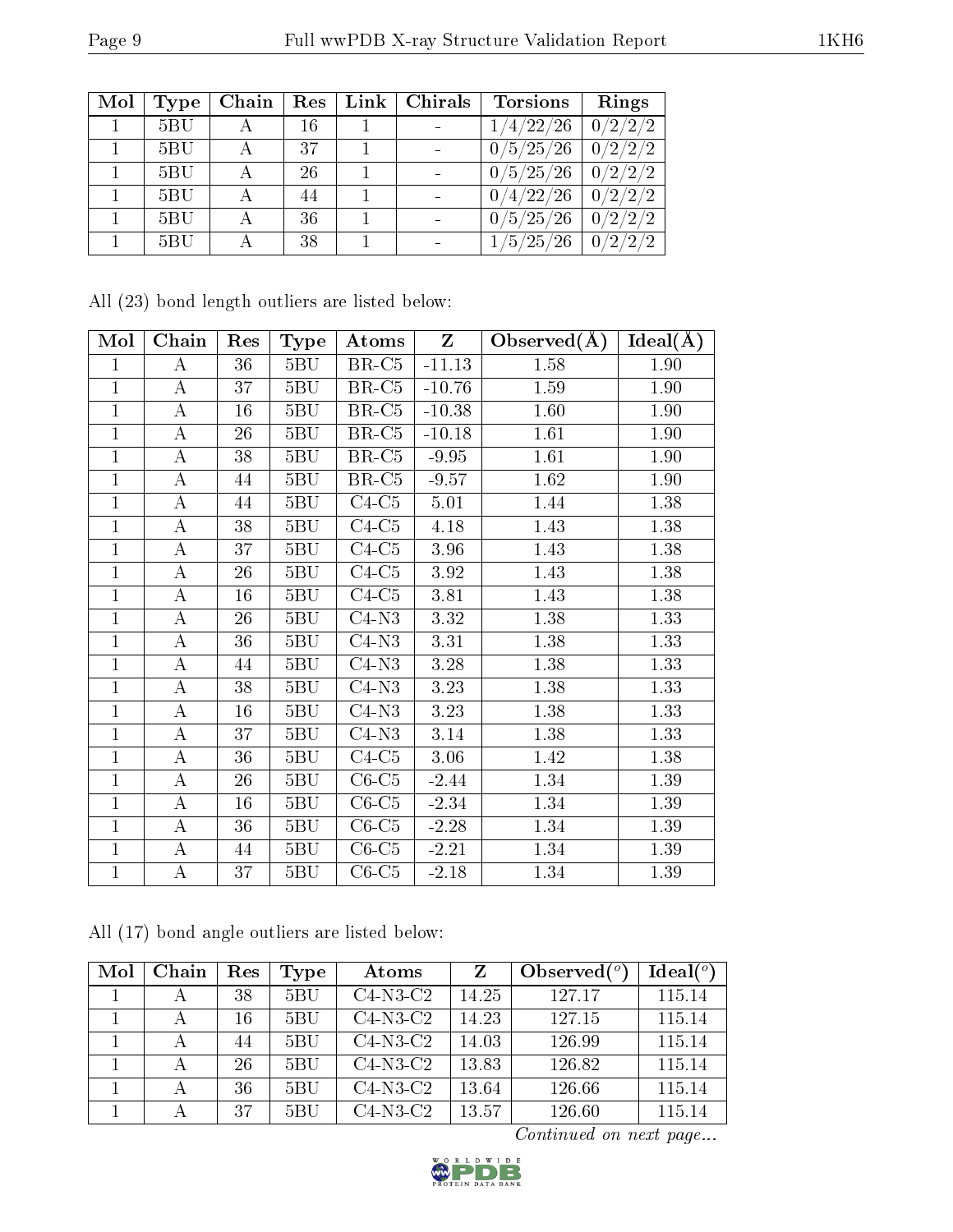| Mol | Type | Chain | Res | Link | Chirals | Torsions | Rings |
|---|---|---|---|---|---|---|---|
| 1 | 5BU | A | 16 | 1 | - | 1/4/22/26 | 0/2/2/2 |
| 1 | 5BU | A | 37 | 1 | - | 0/5/25/26 | 0/2/2/2 |
| 1 | 5BU | A | 26 | 1 | - | 0/5/25/26 | 0/2/2/2 |
| 1 | 5BU | A | 44 | 1 | - | 0/4/22/26 | 0/2/2/2 |
| 1 | 5BU | A | 36 | 1 | - | 0/5/25/26 | 0/2/2/2 |
| 1 | 5BU | A | 38 | 1 | - | 1/5/25/26 | 0/2/2/2 |

All (23) bond length outliers are listed below:

| Mol | Chain | Res | Type | Atoms | Z | Observed(Å) | Ideal(Å) |
|---|---|---|---|---|---|---|---|
| 1 | A | 36 | 5BU | BR-C5 | -11.13 | 1.58 | 1.90 |
| 1 | A | 37 | 5BU | BR-C5 | -10.76 | 1.59 | 1.90 |
| 1 | A | 16 | 5BU | BR-C5 | -10.38 | 1.60 | 1.90 |
| 1 | A | 26 | 5BU | BR-C5 | -10.18 | 1.61 | 1.90 |
| 1 | A | 38 | 5BU | BR-C5 | -9.95 | 1.61 | 1.90 |
| 1 | A | 44 | 5BU | BR-C5 | -9.57 | 1.62 | 1.90 |
| 1 | A | 44 | 5BU | C4-C5 | 5.01 | 1.44 | 1.38 |
| 1 | A | 38 | 5BU | C4-C5 | 4.18 | 1.43 | 1.38 |
| 1 | A | 37 | 5BU | C4-C5 | 3.96 | 1.43 | 1.38 |
| 1 | A | 26 | 5BU | C4-C5 | 3.92 | 1.43 | 1.38 |
| 1 | A | 16 | 5BU | C4-C5 | 3.81 | 1.43 | 1.38 |
| 1 | A | 26 | 5BU | C4-N3 | 3.32 | 1.38 | 1.33 |
| 1 | A | 36 | 5BU | C4-N3 | 3.31 | 1.38 | 1.33 |
| 1 | A | 44 | 5BU | C4-N3 | 3.28 | 1.38 | 1.33 |
| 1 | A | 38 | 5BU | C4-N3 | 3.23 | 1.38 | 1.33 |
| 1 | A | 16 | 5BU | C4-N3 | 3.23 | 1.38 | 1.33 |
| 1 | A | 37 | 5BU | C4-N3 | 3.14 | 1.38 | 1.33 |
| 1 | A | 36 | 5BU | C4-C5 | 3.06 | 1.42 | 1.38 |
| 1 | A | 26 | 5BU | C6-C5 | -2.44 | 1.34 | 1.39 |
| 1 | A | 16 | 5BU | C6-C5 | -2.34 | 1.34 | 1.39 |
| 1 | A | 36 | 5BU | C6-C5 | -2.28 | 1.34 | 1.39 |
| 1 | A | 44 | 5BU | C6-C5 | -2.21 | 1.34 | 1.39 |
| 1 | A | 37 | 5BU | C6-C5 | -2.18 | 1.34 | 1.39 |

All (17) bond angle outliers are listed below:

| Mol | Chain | Res | Type | Atoms | Z | Observed(°) | Ideal(°) |
|---|---|---|---|---|---|---|---|
| 1 | A | 38 | 5BU | C4-N3-C2 | 14.25 | 127.17 | 115.14 |
| 1 | A | 16 | 5BU | C4-N3-C2 | 14.23 | 127.15 | 115.14 |
| 1 | A | 44 | 5BU | C4-N3-C2 | 14.03 | 126.99 | 115.14 |
| 1 | A | 26 | 5BU | C4-N3-C2 | 13.83 | 126.82 | 115.14 |
| 1 | A | 36 | 5BU | C4-N3-C2 | 13.64 | 126.66 | 115.14 |
| 1 | A | 37 | 5BU | C4-N3-C2 | 13.57 | 126.60 | 115.14 |

*Continued on next page...*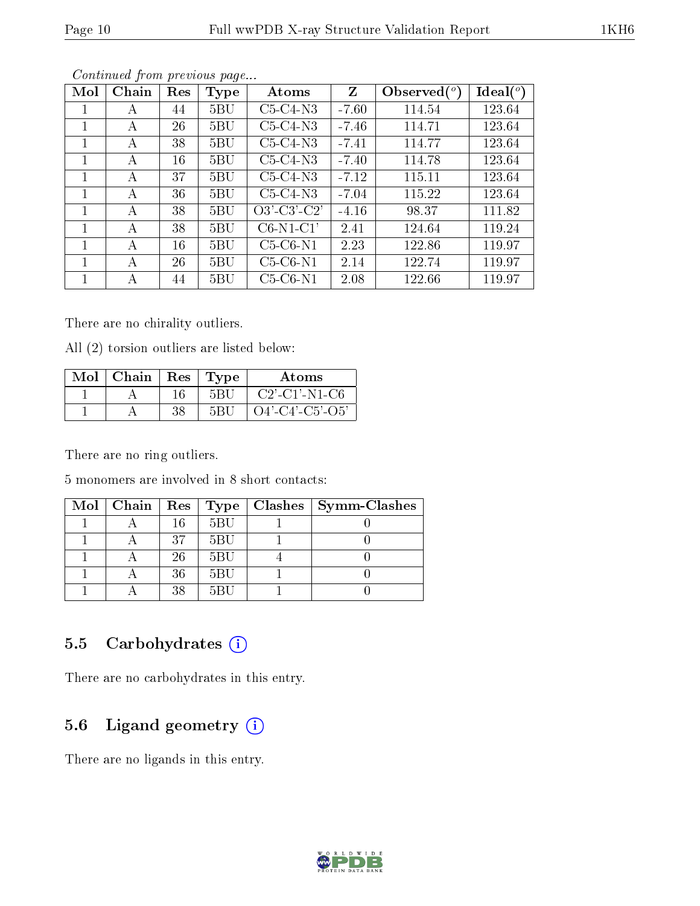*Continued from previous page...*

| Mol | Chain | Res | Type | Atoms | Z | Observed(°) | Ideal(°) |
|---|---|---|---|---|---|---|---|
| 1 | A | 44 | 5BU | C5-C4-N3 | -7.60 | 114.54 | 123.64 |
| 1 | A | 26 | 5BU | C5-C4-N3 | -7.46 | 114.71 | 123.64 |
| 1 | A | 38 | 5BU | C5-C4-N3 | -7.41 | 114.77 | 123.64 |
| 1 | A | 16 | 5BU | C5-C4-N3 | -7.40 | 114.78 | 123.64 |
| 1 | A | 37 | 5BU | C5-C4-N3 | -7.12 | 115.11 | 123.64 |
| 1 | A | 36 | 5BU | C5-C4-N3 | -7.04 | 115.22 | 123.64 |
| 1 | A | 38 | 5BU | O3'-C3'-C2' | -4.16 | 98.37 | 111.82 |
| 1 | A | 38 | 5BU | C6-N1-C1' | 2.41 | 124.64 | 119.24 |
| 1 | A | 16 | 5BU | C5-C6-N1 | 2.23 | 122.86 | 119.97 |
| 1 | A | 26 | 5BU | C5-C6-N1 | 2.14 | 122.74 | 119.97 |
| 1 | A | 44 | 5BU | C5-C6-N1 | 2.08 | 122.66 | 119.97 |

There are no chirality outliers.

All (2) torsion outliers are listed below:

| Mol | Chain | Res | Type | Atoms |
|---|---|---|---|---|
| 1 | A | 16 | 5BU | C2'-C1'-N1-C6 |
| 1 | A | 38 | 5BU | O4'-C4'-C5'-O5' |

There are no ring outliers.

5 monomers are involved in 8 short contacts:

| Mol | Chain | Res | Type | Clashes | Symm-Clashes |
|---|---|---|---|---|---|
| 1 | A | 16 | 5BU | 1 | 0 |
| 1 | A | 37 | 5BU | 1 | 0 |
| 1 | A | 26 | 5BU | 4 | 0 |
| 1 | A | 36 | 5BU | 1 | 0 |
| 1 | A | 38 | 5BU | 1 | 0 |

## 5.5 Carbohydrates (i)

There are no carbohydrates in this entry.

## 5.6 Ligand geometry (i)

There are no ligands in this entry.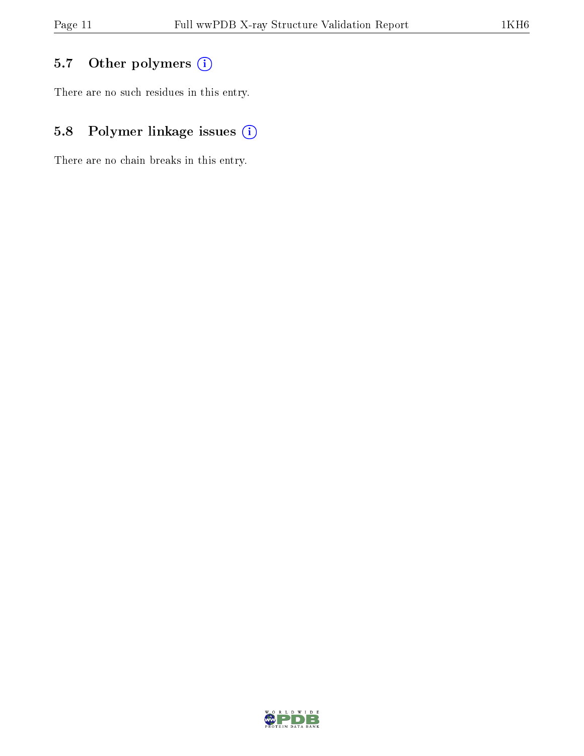### 5.7 Other polymers

There are no such residues in this entry.

### 5.8 Polymer linkage issues

There are no chain breaks in this entry.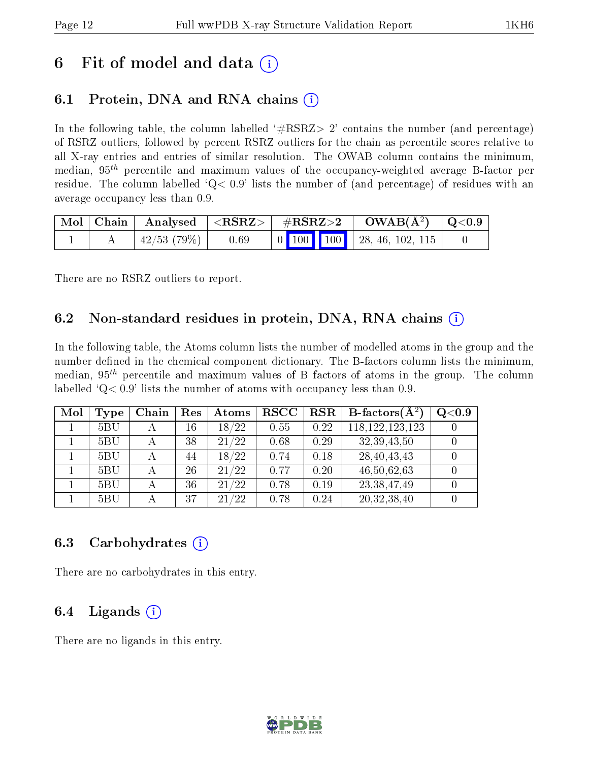# 6 Fit of model and data (i)

## 6.1 Protein, DNA and RNA chains (i)

In the following table, the column labelled '#RSRZ> 2' contains the number (and percentage) of RSRZ outliers, followed by percent RSRZ outliers for the chain as percentile scores relative to all X-ray entries and entries of similar resolution. The OWAB column contains the minimum, median, $95^{th}$ percentile and maximum values of the occupancy-weighted average B-factor per residue. The column labelled 'Q< 0.9' lists the number of (and percentage) of residues with an average occupancy less than 0.9.

| Mol | Chain | Analysed | <RSRZ> | #RSRZ>2 | OWAB(Å$^2$) | Q<0.9 |
|---|---|---|---|---|---|---|
| 1 | A | 42/53 (79%) | 0.69 | 0 100 100 | 28, 46, 102, 115 | 0 |

There are no RSRZ outliers to report.

## 6.2 Non-standard residues in protein, DNA, RNA chains (i)

In the following table, the Atoms column lists the number of modelled atoms in the group and the number defined in the chemical component dictionary. The B-factors column lists the minimum, median, $95^{th}$ percentile and maximum values of B factors of atoms in the group. The column labelled 'Q< 0.9' lists the number of atoms with occupancy less than 0.9.

| Mol | Type | Chain | Res | Atoms | RSCC | RSR | B-factors(Å$^2$) | Q<0.9 |
|---|---|---|---|---|---|---|---|---|
| 1 | 5BU | A | 16 | 18/22 | 0.55 | 0.22 | 118,122,123,123 | 0 |
| 1 | 5BU | A | 38 | 21/22 | 0.68 | 0.29 | 32,39,43,50 | 0 |
| 1 | 5BU | A | 44 | 18/22 | 0.74 | 0.18 | 28,40,43,43 | 0 |
| 1 | 5BU | A | 26 | 21/22 | 0.77 | 0.20 | 46,50,62,63 | 0 |
| 1 | 5BU | A | 36 | 21/22 | 0.78 | 0.19 | 23,38,47,49 | 0 |
| 1 | 5BU | A | 37 | 21/22 | 0.78 | 0.24 | 20,32,38,40 | 0 |

## 6.3 Carbohydrates (i)

There are no carbohydrates in this entry.

## 6.4 Ligands (i)

There are no ligands in this entry.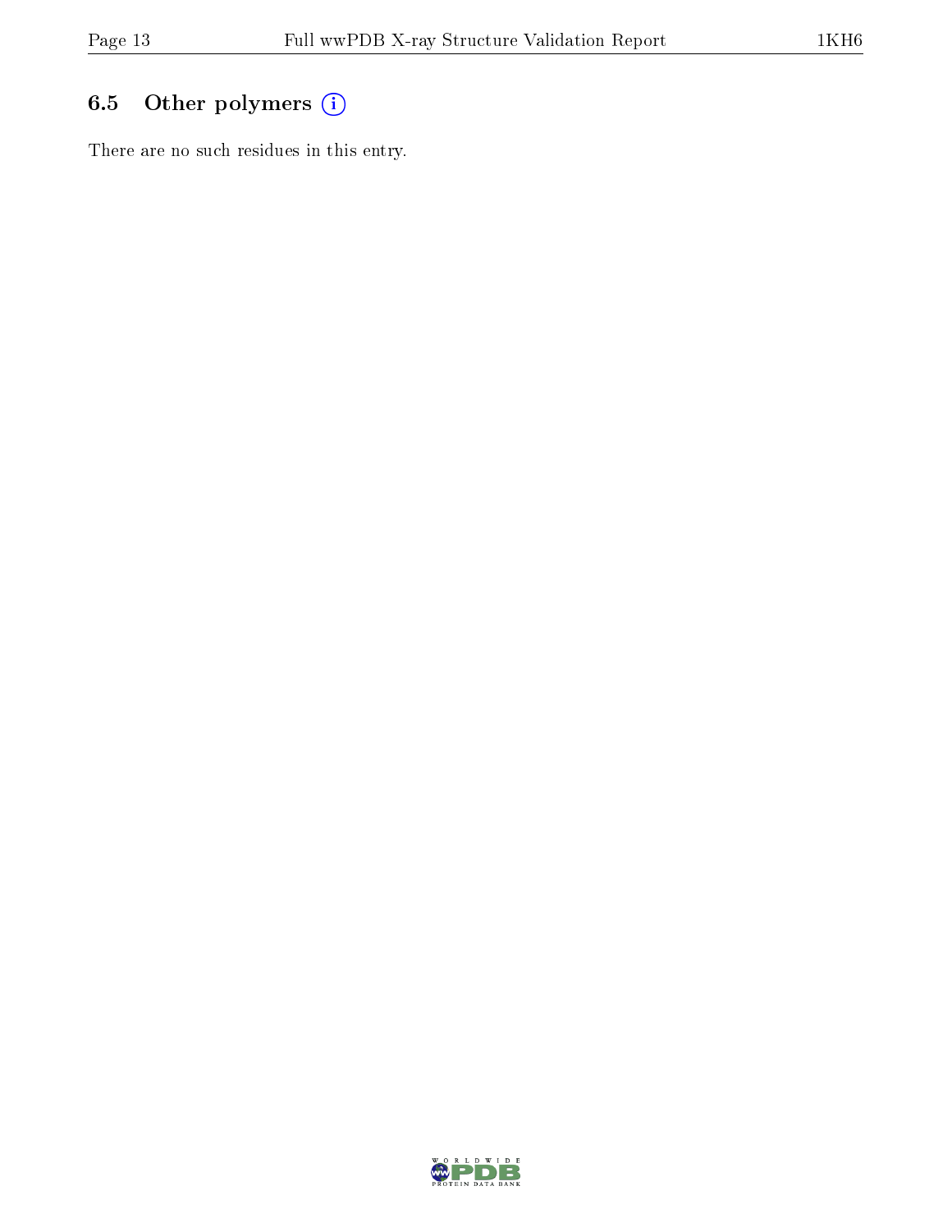### 6.5 Other polymers

There are no such residues in this entry.